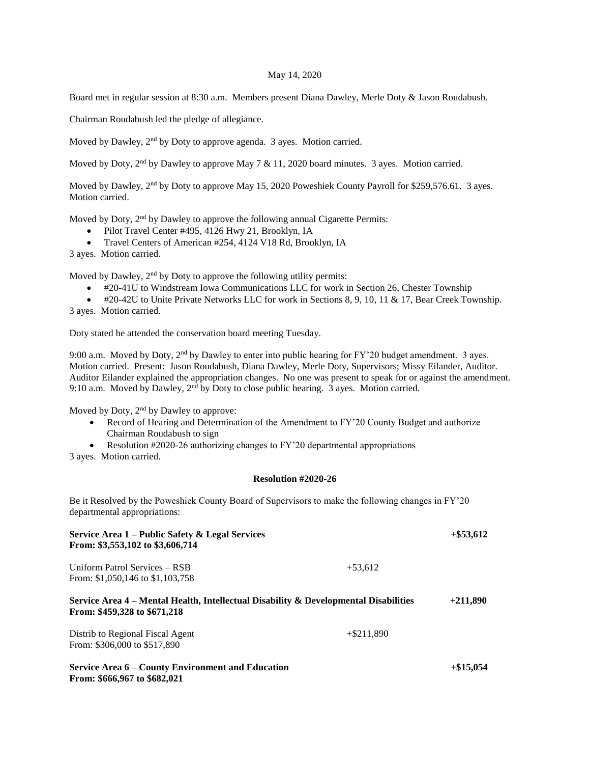May 14, 2020

Board met in regular session at 8:30 a.m. Members present Diana Dawley, Merle Doty & Jason Roudabush.

Chairman Roudabush led the pledge of allegiance.

Moved by Dawley, 2nd by Doty to approve agenda. 3 ayes. Motion carried.

Moved by Doty, 2nd by Dawley to approve May 7 & 11, 2020 board minutes. 3 ayes. Motion carried.

Moved by Dawley, 2nd by Doty to approve May 15, 2020 Poweshiek County Payroll for $259,576.61. 3 ayes. Motion carried.

Moved by Doty, 2nd by Dawley to approve the following annual Cigarette Permits:

- Pilot Travel Center #495, 4126 Hwy 21, Brooklyn, IA
- Travel Centers of American #254, 4124 V18 Rd, Brooklyn, IA

3 ayes. Motion carried.

Moved by Dawley, 2nd by Doty to approve the following utility permits:

- #20-41U to Windstream Iowa Communications LLC for work in Section 26, Chester Township
- #20-42U to Unite Private Networks LLC for work in Sections 8, 9, 10, 11 & 17, Bear Creek Township.

3 ayes. Motion carried.

Doty stated he attended the conservation board meeting Tuesday.

9:00 a.m. Moved by Doty, 2nd by Dawley to enter into public hearing for FY'20 budget amendment. 3 ayes. Motion carried. Present: Jason Roudabush, Diana Dawley, Merle Doty, Supervisors; Missy Eilander, Auditor. Auditor Eilander explained the appropriation changes. No one was present to speak for or against the amendment. 9:10 a.m. Moved by Dawley, 2nd by Doty to close public hearing. 3 ayes. Motion carried.

Moved by Doty, 2nd by Dawley to approve:

- Record of Hearing and Determination of the Amendment to FY'20 County Budget and authorize Chairman Roudabush to sign
- Resolution #2020-26 authorizing changes to FY'20 departmental appropriations

3 ayes. Motion carried.

**Resolution #2020-26**

Be it Resolved by the Poweshiek County Board of Supervisors to make the following changes in FY'20 departmental appropriations:

**Service Area 1 – Public Safety & Legal Services** **+$53,612**
**From: $3,553,102 to $3,606,714**

Uniform Patrol Services – RSB +53,612
From: $1,050,146 to $1,103,758

**Service Area 4 – Mental Health, Intellectual Disability & Developmental Disabilities** **+211,890**
**From: $459,328 to $671,218**

Distrib to Regional Fiscal Agent +$211,890
From: $306,000 to $517,890

**Service Area 6 – County Environment and Education** **+$15,054**
**From: $666,967 to $682,021**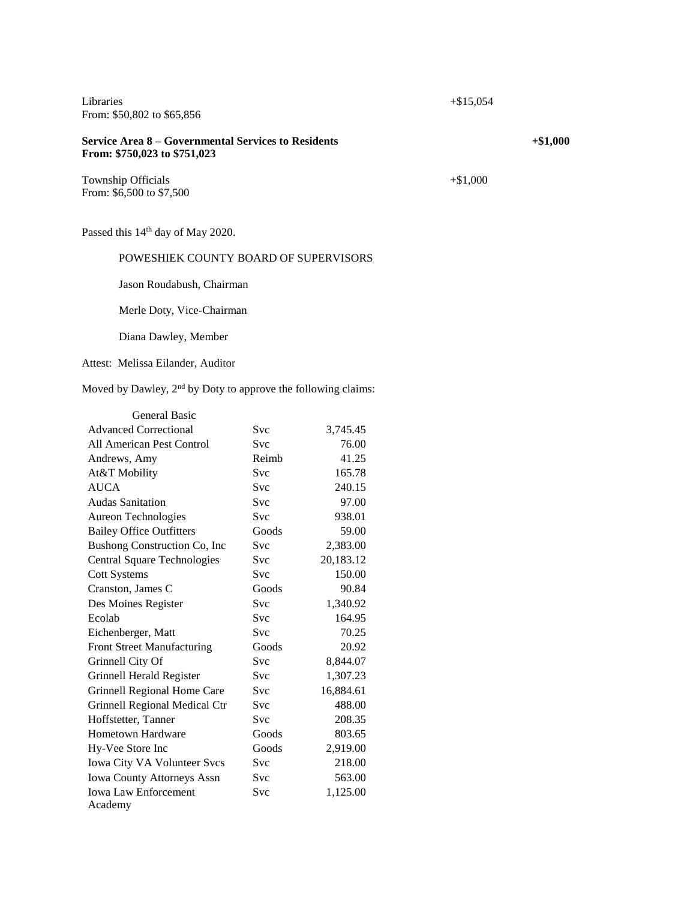Libraries +$15,054
From: $50,802 to $65,856

**Service Area 8 – Governmental Services to Residents +$1,000**
**From: $750,023 to $751,023**

Township Officials +$1,000
From: $6,500 to $7,500

Passed this 14th day of May 2020.

POWESHIEK COUNTY BOARD OF SUPERVISORS

Jason Roudabush, Chairman

Merle Doty, Vice-Chairman

Diana Dawley, Member

Attest: Melissa Eilander, Auditor

Moved by Dawley, 2nd by Doty to approve the following claims:

| General Basic | | |
|---|---|---|
| Advanced Correctional | Svc | 3,745.45 |
| All American Pest Control | Svc | 76.00 |
| Andrews, Amy | Reimb | 41.25 |
| At&T Mobility | Svc | 165.78 |
| AUCA | Svc | 240.15 |
| Audas Sanitation | Svc | 97.00 |
| Aureon Technologies | Svc | 938.01 |
| Bailey Office Outfitters | Goods | 59.00 |
| Bushong Construction Co, Inc | Svc | 2,383.00 |
| Central Square Technologies | Svc | 20,183.12 |
| Cott Systems | Svc | 150.00 |
| Cranston, James C | Goods | 90.84 |
| Des Moines Register | Svc | 1,340.92 |
| Ecolab | Svc | 164.95 |
| Eichenberger, Matt | Svc | 70.25 |
| Front Street Manufacturing | Goods | 20.92 |
| Grinnell City Of | Svc | 8,844.07 |
| Grinnell Herald Register | Svc | 1,307.23 |
| Grinnell Regional Home Care | Svc | 16,884.61 |
| Grinnell Regional Medical Ctr | Svc | 488.00 |
| Hoffstetter, Tanner | Svc | 208.35 |
| Hometown Hardware | Goods | 803.65 |
| Hy-Vee Store Inc | Goods | 2,919.00 |
| Iowa City VA Volunteer Svcs | Svc | 218.00 |
| Iowa County Attorneys Assn | Svc | 563.00 |
| Iowa Law Enforcement Academy | Svc | 1,125.00 |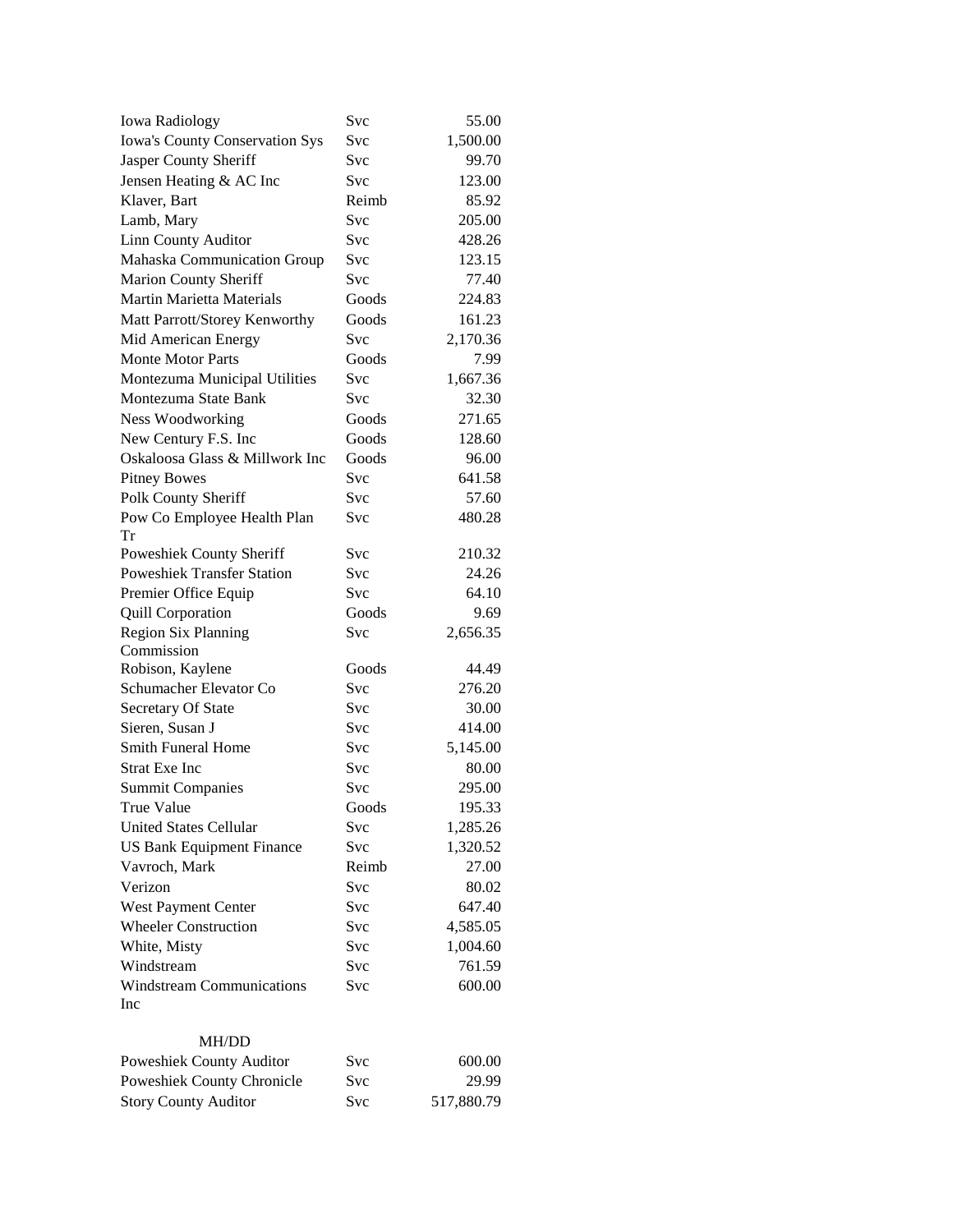| | | |
|---|---|---|
| Iowa Radiology | Svc | 55.00 |
| Iowa's County Conservation Sys | Svc | 1,500.00 |
| Jasper County Sheriff | Svc | 99.70 |
| Jensen Heating & AC Inc | Svc | 123.00 |
| Klaver, Bart | Reimb | 85.92 |
| Lamb, Mary | Svc | 205.00 |
| Linn County Auditor | Svc | 428.26 |
| Mahaska Communication Group | Svc | 123.15 |
| Marion County Sheriff | Svc | 77.40 |
| Martin Marietta Materials | Goods | 224.83 |
| Matt Parrott/Storey Kenworthy | Goods | 161.23 |
| Mid American Energy | Svc | 2,170.36 |
| Monte Motor Parts | Goods | 7.99 |
| Montezuma Municipal Utilities | Svc | 1,667.36 |
| Montezuma State Bank | Svc | 32.30 |
| Ness Woodworking | Goods | 271.65 |
| New Century F.S. Inc | Goods | 128.60 |
| Oskaloosa Glass & Millwork Inc | Goods | 96.00 |
| Pitney Bowes | Svc | 641.58 |
| Polk County Sheriff | Svc | 57.60 |
| Pow Co Employee Health Plan Tr | Svc | 480.28 |
| Poweshiek County Sheriff | Svc | 210.32 |
| Poweshiek Transfer Station | Svc | 24.26 |
| Premier Office Equip | Svc | 64.10 |
| Quill Corporation | Goods | 9.69 |
| Region Six Planning Commission | Svc | 2,656.35 |
| Robison, Kaylene | Goods | 44.49 |
| Schumacher Elevator Co | Svc | 276.20 |
| Secretary Of State | Svc | 30.00 |
| Sieren, Susan J | Svc | 414.00 |
| Smith Funeral Home | Svc | 5,145.00 |
| Strat Exe Inc | Svc | 80.00 |
| Summit Companies | Svc | 295.00 |
| True Value | Goods | 195.33 |
| United States Cellular | Svc | 1,285.26 |
| US Bank Equipment Finance | Svc | 1,320.52 |
| Vavroch, Mark | Reimb | 27.00 |
| Verizon | Svc | 80.02 |
| West Payment Center | Svc | 647.40 |
| Wheeler Construction | Svc | 4,585.05 |
| White, Misty | Svc | 1,004.60 |
| Windstream | Svc | 761.59 |
| Windstream Communications Inc | Svc | 600.00 |

MH/DD

| | | |
|---|---|---|
| Poweshiek County Auditor | Svc | 600.00 |
| Poweshiek County Chronicle | Svc | 29.99 |
| Story County Auditor | Svc | 517,880.79 |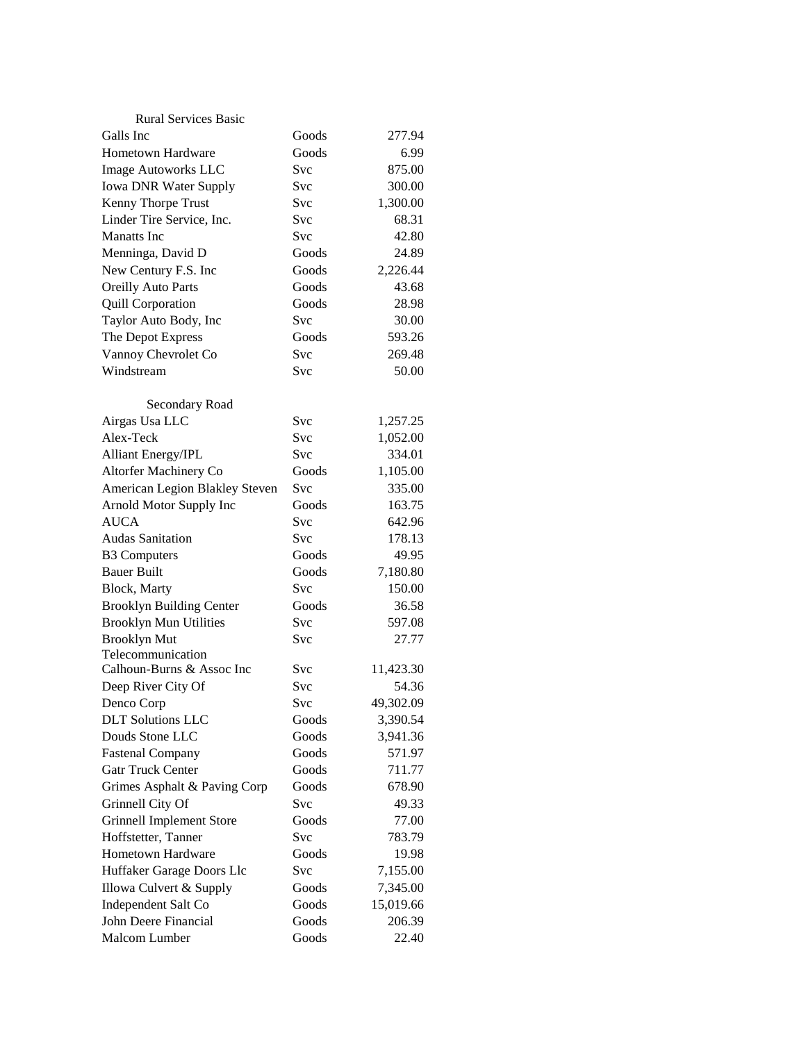| | | |
|---|---|---|
| Rural Services Basic | | |
| Galls Inc | Goods | 277.94 |
| Hometown Hardware | Goods | 6.99 |
| Image Autoworks LLC | Svc | 875.00 |
| Iowa DNR Water Supply | Svc | 300.00 |
| Kenny Thorpe Trust | Svc | 1,300.00 |
| Linder Tire Service, Inc. | Svc | 68.31 |
| Manatts Inc | Svc | 42.80 |
| Menninga, David D | Goods | 24.89 |
| New Century F.S. Inc | Goods | 2,226.44 |
| Oreilly Auto Parts | Goods | 43.68 |
| Quill Corporation | Goods | 28.98 |
| Taylor Auto Body, Inc | Svc | 30.00 |
| The Depot Express | Goods | 593.26 |
| Vannoy Chevrolet Co | Svc | 269.48 |
| Windstream | Svc | 50.00 |
| | | |
| Secondary Road | | |
| Airgas Usa LLC | Svc | 1,257.25 |
| Alex-Teck | Svc | 1,052.00 |
| Alliant Energy/IPL | Svc | 334.01 |
| Altorfer Machinery Co | Goods | 1,105.00 |
| American Legion Blakley Steven | Svc | 335.00 |
| Arnold Motor Supply Inc | Goods | 163.75 |
| AUCA | Svc | 642.96 |
| Audas Sanitation | Svc | 178.13 |
| B3 Computers | Goods | 49.95 |
| Bauer Built | Goods | 7,180.80 |
| Block, Marty | Svc | 150.00 |
| Brooklyn Building Center | Goods | 36.58 |
| Brooklyn Mun Utilities | Svc | 597.08 |
| Brooklyn Mut Telecommunication | Svc | 27.77 |
| Calhoun-Burns & Assoc Inc | Svc | 11,423.30 |
| Deep River City Of | Svc | 54.36 |
| Denco Corp | Svc | 49,302.09 |
| DLT Solutions LLC | Goods | 3,390.54 |
| Douds Stone LLC | Goods | 3,941.36 |
| Fastenal Company | Goods | 571.97 |
| Gatr Truck Center | Goods | 711.77 |
| Grimes Asphalt & Paving Corp | Goods | 678.90 |
| Grinnell City Of | Svc | 49.33 |
| Grinnell Implement Store | Goods | 77.00 |
| Hoffstetter, Tanner | Svc | 783.79 |
| Hometown Hardware | Goods | 19.98 |
| Huffaker Garage Doors Llc | Svc | 7,155.00 |
| Illowa Culvert & Supply | Goods | 7,345.00 |
| Independent Salt Co | Goods | 15,019.66 |
| John Deere Financial | Goods | 206.39 |
| Malcom Lumber | Goods | 22.40 |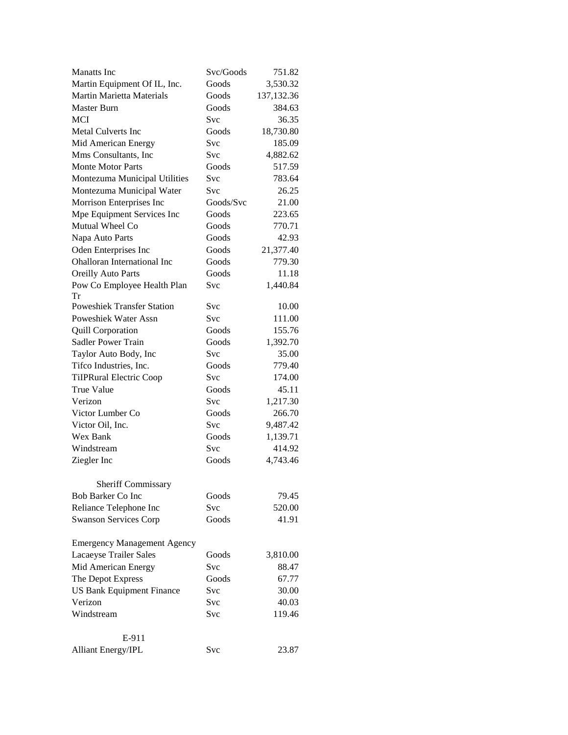| | | |
|---|---|---|
| Manatts Inc | Svc/Goods | 751.82 |
| Martin Equipment Of IL, Inc. | Goods | 3,530.32 |
| Martin Marietta Materials | Goods | 137,132.36 |
| Master Burn | Goods | 384.63 |
| MCI | Svc | 36.35 |
| Metal Culverts Inc | Goods | 18,730.80 |
| Mid American Energy | Svc | 185.09 |
| Mms Consultants, Inc | Svc | 4,882.62 |
| Monte Motor Parts | Goods | 517.59 |
| Montezuma Municipal Utilities | Svc | 783.64 |
| Montezuma Municipal Water | Svc | 26.25 |
| Morrison Enterprises Inc | Goods/Svc | 21.00 |
| Mpe Equipment Services Inc | Goods | 223.65 |
| Mutual Wheel Co | Goods | 770.71 |
| Napa Auto Parts | Goods | 42.93 |
| Oden Enterprises Inc | Goods | 21,377.40 |
| Ohalloran International Inc | Goods | 779.30 |
| Oreilly Auto Parts | Goods | 11.18 |
| Pow Co Employee Health Plan Tr | Svc | 1,440.84 |
| Poweshiek Transfer Station | Svc | 10.00 |
| Poweshiek Water Assn | Svc | 111.00 |
| Quill Corporation | Goods | 155.76 |
| Sadler Power Train | Goods | 1,392.70 |
| Taylor Auto Body, Inc | Svc | 35.00 |
| Tifco Industries, Inc. | Goods | 779.40 |
| TiIPRural Electric Coop | Svc | 174.00 |
| True Value | Goods | 45.11 |
| Verizon | Svc | 1,217.30 |
| Victor Lumber Co | Goods | 266.70 |
| Victor Oil, Inc. | Svc | 9,487.42 |
| Wex Bank | Goods | 1,139.71 |
| Windstream | Svc | 414.92 |
| Ziegler Inc | Goods | 4,743.46 |

Sheriff Commissary

| | | |
|---|---|---|
| Bob Barker Co Inc | Goods | 79.45 |
| Reliance Telephone Inc | Svc | 520.00 |
| Swanson Services Corp | Goods | 41.91 |

Emergency Management Agency

| | | |
|---|---|---|
| Lacaeyse Trailer Sales | Goods | 3,810.00 |
| Mid American Energy | Svc | 88.47 |
| The Depot Express | Goods | 67.77 |
| US Bank Equipment Finance | Svc | 30.00 |
| Verizon | Svc | 40.03 |
| Windstream | Svc | 119.46 |

E-911

| | | |
|---|---|---|
| Alliant Energy/IPL | Svc | 23.87 |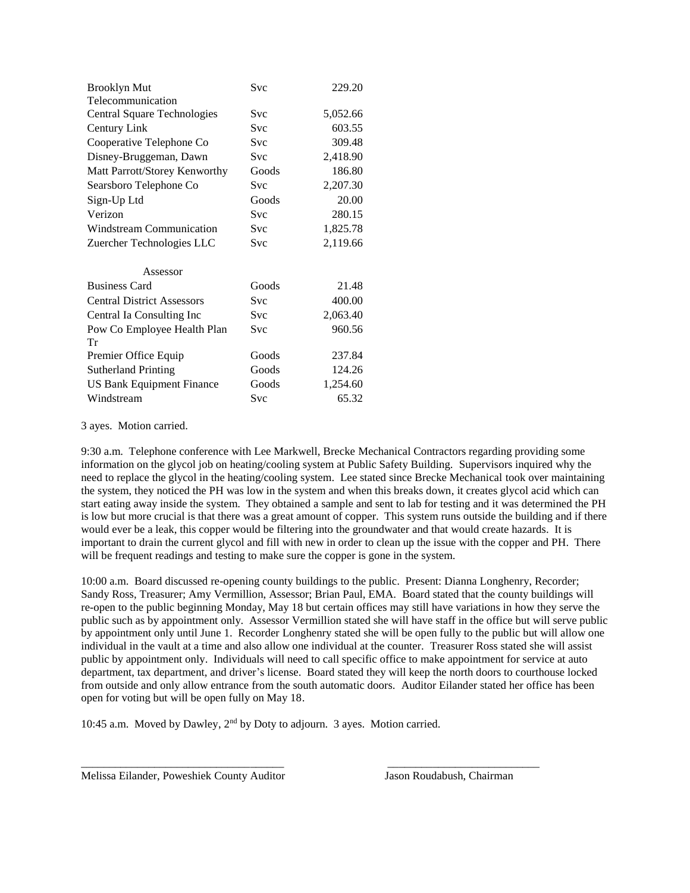| | | |
|---|---|---|
| Brooklyn Mut Telecommunication | Svc | 229.20 |
| Central Square Technologies | Svc | 5,052.66 |
| Century Link | Svc | 603.55 |
| Cooperative Telephone Co | Svc | 309.48 |
| Disney-Bruggeman, Dawn | Svc | 2,418.90 |
| Matt Parrott/Storey Kenworthy | Goods | 186.80 |
| Searsboro Telephone Co | Svc | 2,207.30 |
| Sign-Up Ltd | Goods | 20.00 |
| Verizon | Svc | 280.15 |
| Windstream Communication | Svc | 1,825.78 |
| Zuercher Technologies LLC | Svc | 2,119.66 |
| Assessor | | |
| Business Card | Goods | 21.48 |
| Central District Assessors | Svc | 400.00 |
| Central Ia Consulting Inc | Svc | 2,063.40 |
| Pow Co Employee Health Plan Tr | Svc | 960.56 |
| Premier Office Equip | Goods | 237.84 |
| Sutherland Printing | Goods | 124.26 |
| US Bank Equipment Finance | Goods | 1,254.60 |
| Windstream | Svc | 65.32 |

3 ayes. Motion carried.

9:30 a.m. Telephone conference with Lee Markwell, Brecke Mechanical Contractors regarding providing some information on the glycol job on heating/cooling system at Public Safety Building. Supervisors inquired why the need to replace the glycol in the heating/cooling system. Lee stated since Brecke Mechanical took over maintaining the system, they noticed the PH was low in the system and when this breaks down, it creates glycol acid which can start eating away inside the system. They obtained a sample and sent to lab for testing and it was determined the PH is low but more crucial is that there was a great amount of copper. This system runs outside the building and if there would ever be a leak, this copper would be filtering into the groundwater and that would create hazards. It is important to drain the current glycol and fill with new in order to clean up the issue with the copper and PH. There will be frequent readings and testing to make sure the copper is gone in the system.

10:00 a.m. Board discussed re-opening county buildings to the public. Present: Dianna Longhenry, Recorder; Sandy Ross, Treasurer; Amy Vermillion, Assessor; Brian Paul, EMA. Board stated that the county buildings will re-open to the public beginning Monday, May 18 but certain offices may still have variations in how they serve the public such as by appointment only. Assessor Vermillion stated she will have staff in the office but will serve public by appointment only until June 1. Recorder Longhenry stated she will be open fully to the public but will allow one individual in the vault at a time and also allow one individual at the counter. Treasurer Ross stated she will assist public by appointment only. Individuals will need to call specific office to make appointment for service at auto department, tax department, and driver's license. Board stated they will keep the north doors to courthouse locked from outside and only allow entrance from the south automatic doors. Auditor Eilander stated her office has been open for voting but will be open fully on May 18.

10:45 a.m. Moved by Dawley, 2nd by Doty to adjourn. 3 ayes. Motion carried.

\_\_\_\_\_\_\_\_\_\_\_\_\_\_\_\_\_\_\_\_\_\_\_\_\_\_\_\_\_\_\_\_\_\_\_\_ \_\_\_\_\_\_\_\_\_\_\_\_\_\_\_\_\_\_\_\_\_\_\_\_\_\_\_

Melissa Eilander, Poweshiek County Auditor    Jason Roudabush, Chairman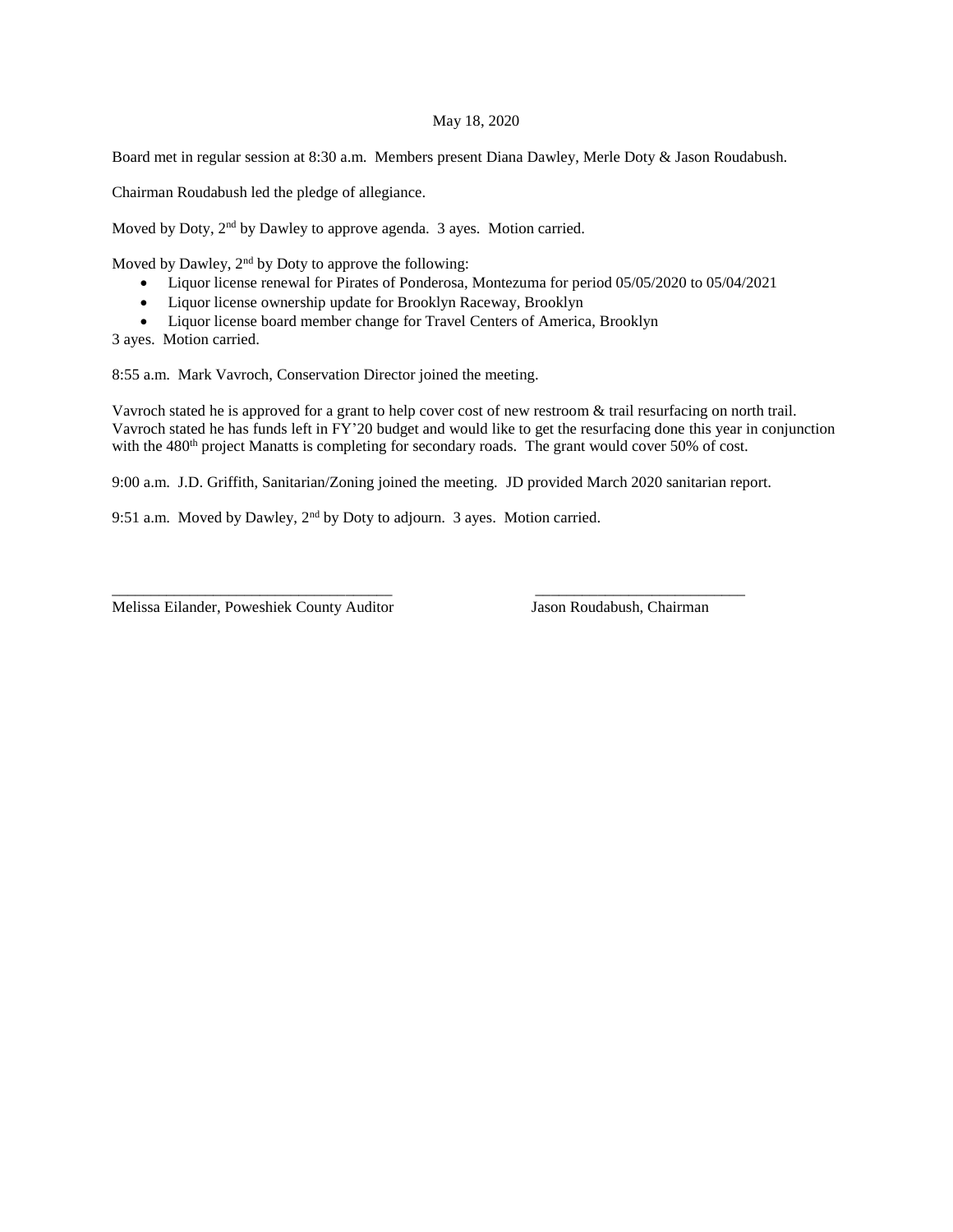May 18, 2020

Board met in regular session at 8:30 a.m. Members present Diana Dawley, Merle Doty & Jason Roudabush.

Chairman Roudabush led the pledge of allegiance.

Moved by Doty, 2nd by Dawley to approve agenda. 3 ayes. Motion carried.

Moved by Dawley, 2nd by Doty to approve the following:

- Liquor license renewal for Pirates of Ponderosa, Montezuma for period 05/05/2020 to 05/04/2021
- Liquor license ownership update for Brooklyn Raceway, Brooklyn
- Liquor license board member change for Travel Centers of America, Brooklyn

3 ayes. Motion carried.

8:55 a.m. Mark Vavroch, Conservation Director joined the meeting.

Vavroch stated he is approved for a grant to help cover cost of new restroom & trail resurfacing on north trail. Vavroch stated he has funds left in FY'20 budget and would like to get the resurfacing done this year in conjunction with the 480th project Manatts is completing for secondary roads. The grant would cover 50% of cost.

9:00 a.m. J.D. Griffith, Sanitarian/Zoning joined the meeting. JD provided March 2020 sanitarian report.

9:51 a.m. Moved by Dawley, 2nd by Doty to adjourn. 3 ayes. Motion carried.

\_\_\_\_\_\_\_\_\_\_\_\_\_\_\_\_\_\_\_\_\_\_\_\_\_\_\_\_\_\_\_\_\_\_\_\_ \_\_\_\_\_\_\_\_\_\_\_\_\_\_\_\_\_\_\_\_\_\_\_\_\_\_\_

Melissa Eilander, Poweshiek County Auditor Jason Roudabush, Chairman